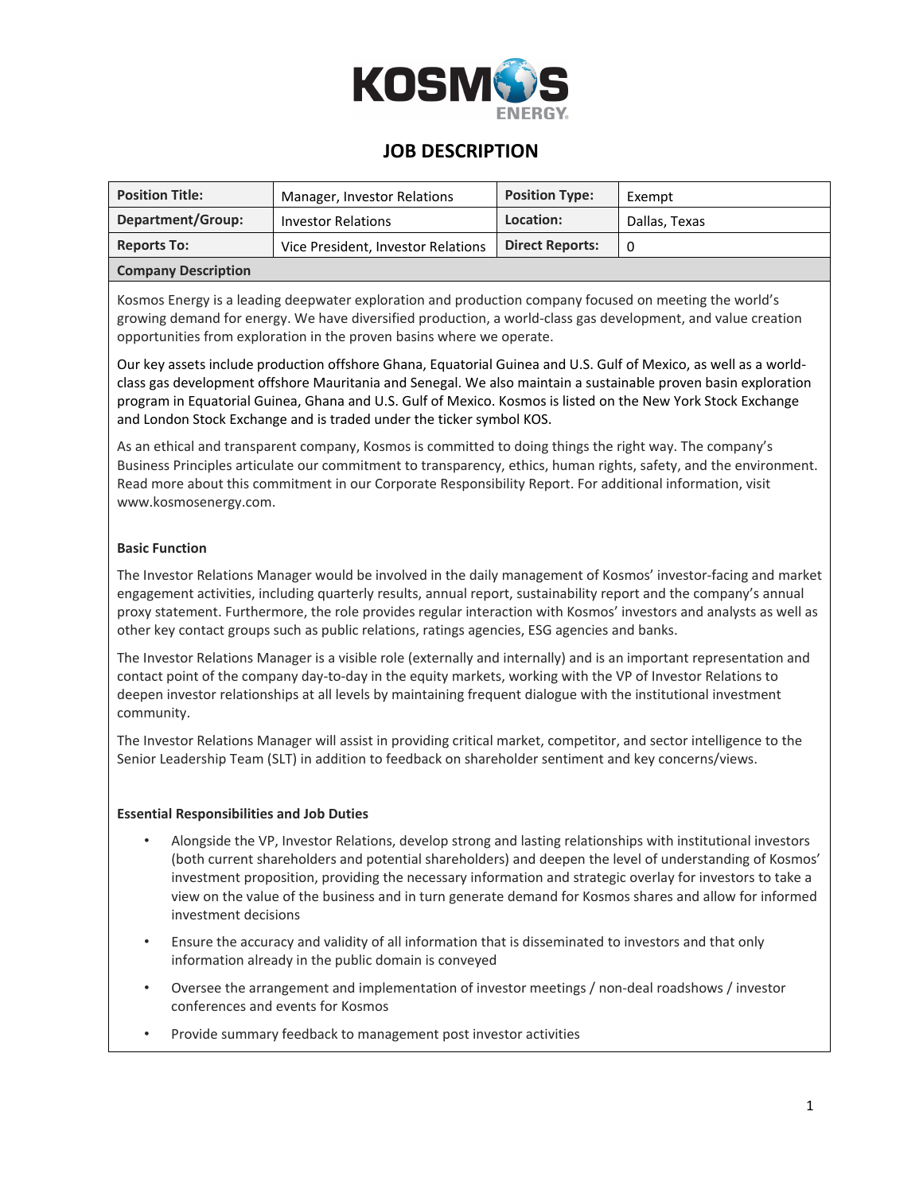# JOB DESCRIPTION

| Position Title: | Manager, Investor Relations | Position Type: | Exempt |
|---|---|---|---|
| Department/Group: | Investor Relations | Location: | Dallas, Texas |
| Reports To: | Vice President, Investor Relations | Direct Reports: | 0 |

**Company Description**

Kosmos Energy is a leading deepwater exploration and production company focused on meeting the world's growing demand for energy. We have diversified production, a world-class gas development, and value creation opportunities from exploration in the proven basins where we operate.

Our key assets include production offshore Ghana, Equatorial Guinea and U.S. Gulf of Mexico, as well as a world-class gas development offshore Mauritania and Senegal. We also maintain a sustainable proven basin exploration program in Equatorial Guinea, Ghana and U.S. Gulf of Mexico. Kosmos is listed on the New York Stock Exchange and London Stock Exchange and is traded under the ticker symbol KOS.

As an ethical and transparent company, Kosmos is committed to doing things the right way. The company's Business Principles articulate our commitment to transparency, ethics, human rights, safety, and the environment. Read more about this commitment in our Corporate Responsibility Report. For additional information, visit www.kosmosenergy.com.

**Basic Function**

The Investor Relations Manager would be involved in the daily management of Kosmos' investor-facing and market engagement activities, including quarterly results, annual report, sustainability report and the company's annual proxy statement. Furthermore, the role provides regular interaction with Kosmos' investors and analysts as well as other key contact groups such as public relations, ratings agencies, ESG agencies and banks.

The Investor Relations Manager is a visible role (externally and internally) and is an important representation and contact point of the company day-to-day in the equity markets, working with the VP of Investor Relations to deepen investor relationships at all levels by maintaining frequent dialogue with the institutional investment community.

The Investor Relations Manager will assist in providing critical market, competitor, and sector intelligence to the Senior Leadership Team (SLT) in addition to feedback on shareholder sentiment and key concerns/views.

**Essential Responsibilities and Job Duties**

- Alongside the VP, Investor Relations, develop strong and lasting relationships with institutional investors (both current shareholders and potential shareholders) and deepen the level of understanding of Kosmos' investment proposition, providing the necessary information and strategic overlay for investors to take a view on the value of the business and in turn generate demand for Kosmos shares and allow for informed investment decisions
- Ensure the accuracy and validity of all information that is disseminated to investors and that only information already in the public domain is conveyed
- Oversee the arrangement and implementation of investor meetings / non-deal roadshows / investor conferences and events for Kosmos
- Provide summary feedback to management post investor activities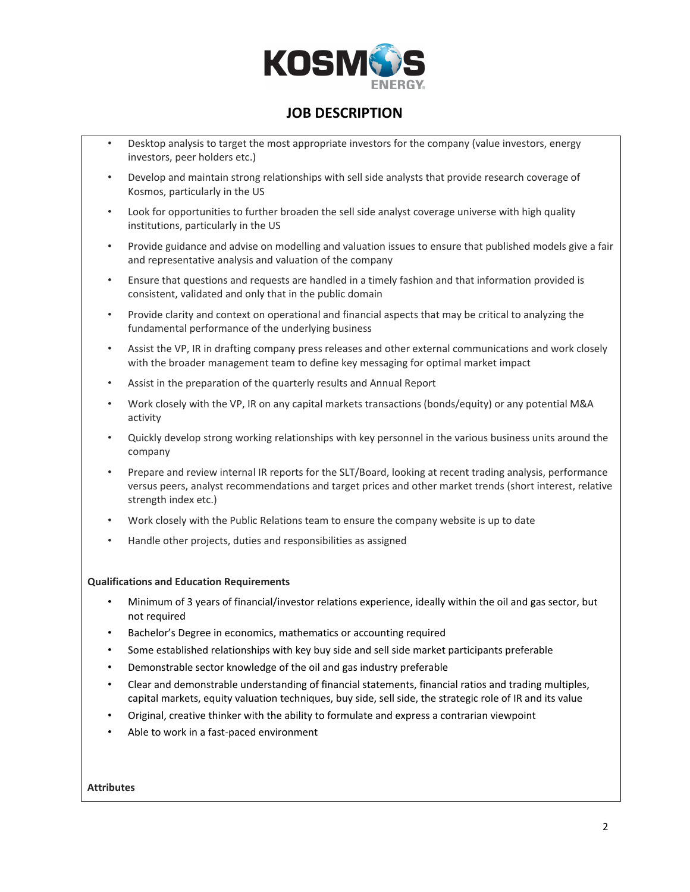# JOB DESCRIPTION

- Desktop analysis to target the most appropriate investors for the company (value investors, energy investors, peer holders etc.)
- Develop and maintain strong relationships with sell side analysts that provide research coverage of Kosmos, particularly in the US
- Look for opportunities to further broaden the sell side analyst coverage universe with high quality institutions, particularly in the US
- Provide guidance and advise on modelling and valuation issues to ensure that published models give a fair and representative analysis and valuation of the company
- Ensure that questions and requests are handled in a timely fashion and that information provided is consistent, validated and only that in the public domain
- Provide clarity and context on operational and financial aspects that may be critical to analyzing the fundamental performance of the underlying business
- Assist the VP, IR in drafting company press releases and other external communications and work closely with the broader management team to define key messaging for optimal market impact
- Assist in the preparation of the quarterly results and Annual Report
- Work closely with the VP, IR on any capital markets transactions (bonds/equity) or any potential M&A activity
- Quickly develop strong working relationships with key personnel in the various business units around the company
- Prepare and review internal IR reports for the SLT/Board, looking at recent trading analysis, performance versus peers, analyst recommendations and target prices and other market trends (short interest, relative strength index etc.)
- Work closely with the Public Relations team to ensure the company website is up to date
- Handle other projects, duties and responsibilities as assigned

**Qualifications and Education Requirements**

- Minimum of 3 years of financial/investor relations experience, ideally within the oil and gas sector, but not required
- Bachelor's Degree in economics, mathematics or accounting required
- Some established relationships with key buy side and sell side market participants preferable
- Demonstrable sector knowledge of the oil and gas industry preferable
- Clear and demonstrable understanding of financial statements, financial ratios and trading multiples, capital markets, equity valuation techniques, buy side, sell side, the strategic role of IR and its value
- Original, creative thinker with the ability to formulate and express a contrarian viewpoint
- Able to work in a fast-paced environment

**Attributes**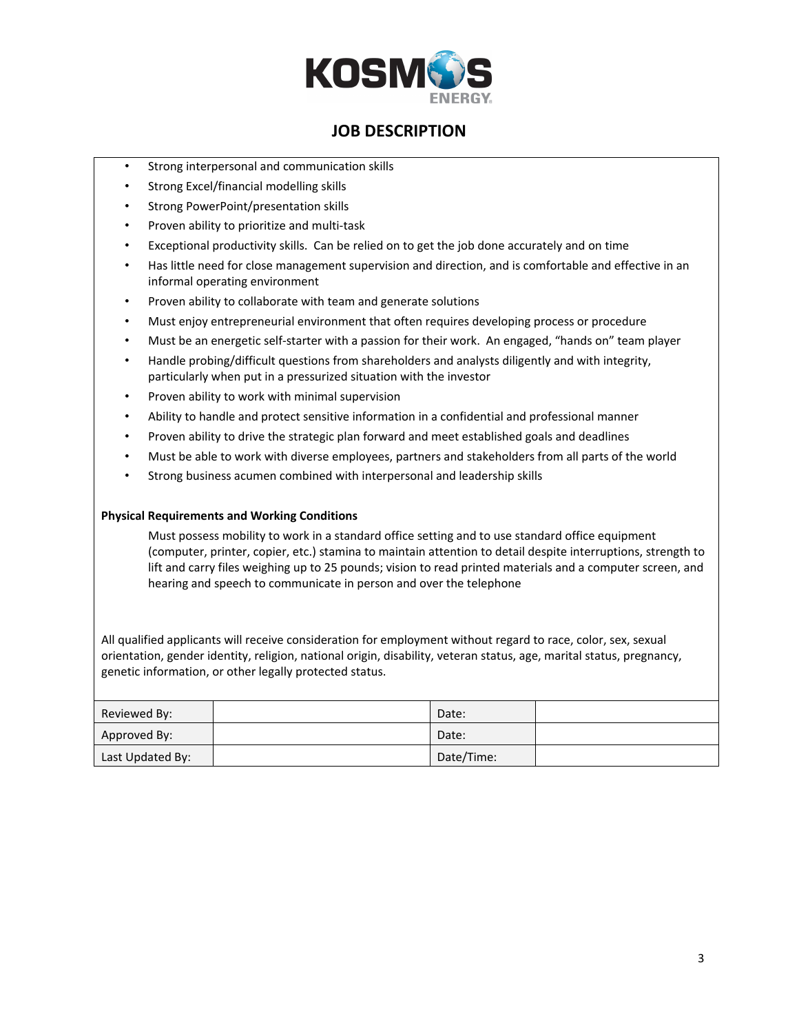# JOB DESCRIPTION

- Strong interpersonal and communication skills
- Strong Excel/financial modelling skills
- Strong PowerPoint/presentation skills
- Proven ability to prioritize and multi-task
- Exceptional productivity skills. Can be relied on to get the job done accurately and on time
- Has little need for close management supervision and direction, and is comfortable and effective in an informal operating environment
- Proven ability to collaborate with team and generate solutions
- Must enjoy entrepreneurial environment that often requires developing process or procedure
- Must be an energetic self-starter with a passion for their work. An engaged, "hands on" team player
- Handle probing/difficult questions from shareholders and analysts diligently and with integrity, particularly when put in a pressurized situation with the investor
- Proven ability to work with minimal supervision
- Ability to handle and protect sensitive information in a confidential and professional manner
- Proven ability to drive the strategic plan forward and meet established goals and deadlines
- Must be able to work with diverse employees, partners and stakeholders from all parts of the world
- Strong business acumen combined with interpersonal and leadership skills

**Physical Requirements and Working Conditions**

Must possess mobility to work in a standard office setting and to use standard office equipment (computer, printer, copier, etc.) stamina to maintain attention to detail despite interruptions, strength to lift and carry files weighing up to 25 pounds; vision to read printed materials and a computer screen, and hearing and speech to communicate in person and over the telephone

All qualified applicants will receive consideration for employment without regard to race, color, sex, sexual orientation, gender identity, religion, national origin, disability, veteran status, age, marital status, pregnancy, genetic information, or other legally protected status.

| | | | |
|---|---|---|---|
| Reviewed By: | | Date: | |
| Approved By: | | Date: | |
| Last Updated By: | | Date/Time: | |